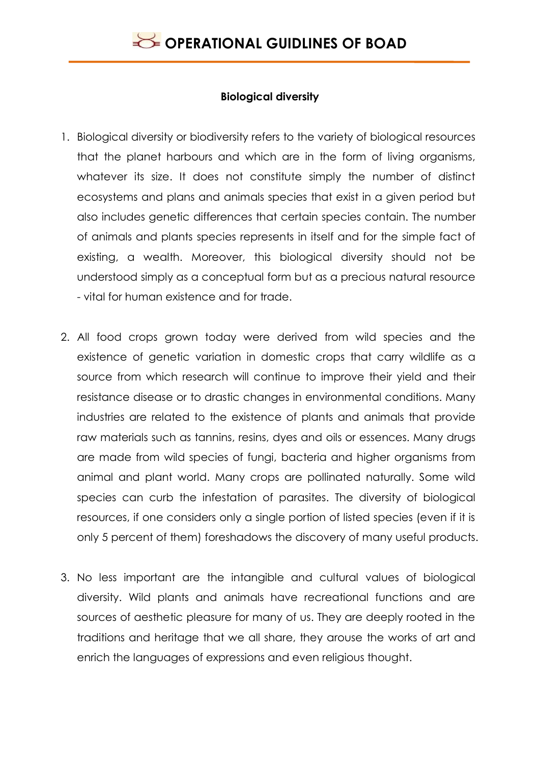**Biological diversity**

1. Biological diversity or biodiversity refers to the variety of biological resources that the planet harbours and which are in the form of living organisms, whatever its size. It does not constitute simply the number of distinct ecosystems and plans and animals species that exist in a given period but also includes genetic differences that certain species contain. The number of animals and plants species represents in itself and for the simple fact of existing, a wealth. Moreover, this biological diversity should not be understood simply as a conceptual form but as a precious natural resource - vital for human existence and for trade.

2. All food crops grown today were derived from wild species and the existence of genetic variation in domestic crops that carry wildlife as a source from which research will continue to improve their yield and their resistance disease or to drastic changes in environmental conditions. Many industries are related to the existence of plants and animals that provide raw materials such as tannins, resins, dyes and oils or essences. Many drugs are made from wild species of fungi, bacteria and higher organisms from animal and plant world. Many crops are pollinated naturally. Some wild species can curb the infestation of parasites. The diversity of biological resources, if one considers only a single portion of listed species (even if it is only 5 percent of them) foreshadows the discovery of many useful products.

3. No less important are the intangible and cultural values of biological diversity. Wild plants and animals have recreational functions and are sources of aesthetic pleasure for many of us. They are deeply rooted in the traditions and heritage that we all share, they arouse the works of art and enrich the languages of expressions and even religious thought.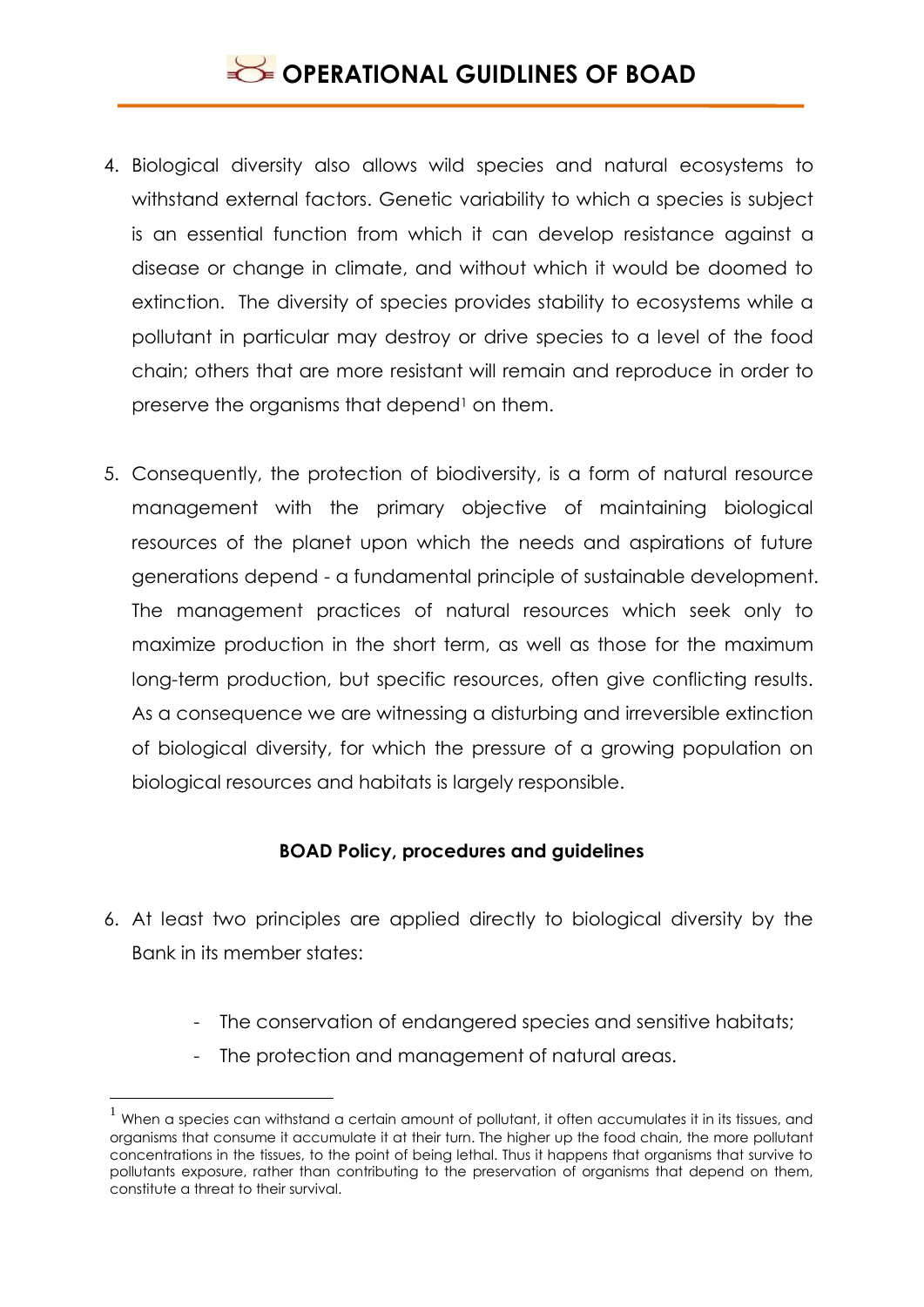4. Biological diversity also allows wild species and natural ecosystems to withstand external factors. Genetic variability to which a species is subject is an essential function from which it can develop resistance against a disease or change in climate, and without which it would be doomed to extinction. The diversity of species provides stability to ecosystems while a pollutant in particular may destroy or drive species to a level of the food chain; others that are more resistant will remain and reproduce in order to preserve the organisms that depend[1] on them.

5. Consequently, the protection of biodiversity, is a form of natural resource management with the primary objective of maintaining biological resources of the planet upon which the needs and aspirations of future generations depend - a fundamental principle of sustainable development. The management practices of natural resources which seek only to maximize production in the short term, as well as those for the maximum long-term production, but specific resources, often give conflicting results. As a consequence we are witnessing a disturbing and irreversible extinction of biological diversity, for which the pressure of a growing population on biological resources and habitats is largely responsible.

**BOAD Policy, procedures and guidelines**

6. At least two principles are applied directly to biological diversity by the Bank in its member states:

   - The conservation of endangered species and sensitive habitats;
   - The protection and management of natural areas.

---

[1] When a species can withstand a certain amount of pollutant, it often accumulates it in its tissues, and organisms that consume it accumulate it at their turn. The higher up the food chain, the more pollutant concentrations in the tissues, to the point of being lethal. Thus it happens that organisms that survive to pollutants exposure, rather than contributing to the preservation of organisms that depend on them, constitute a threat to their survival.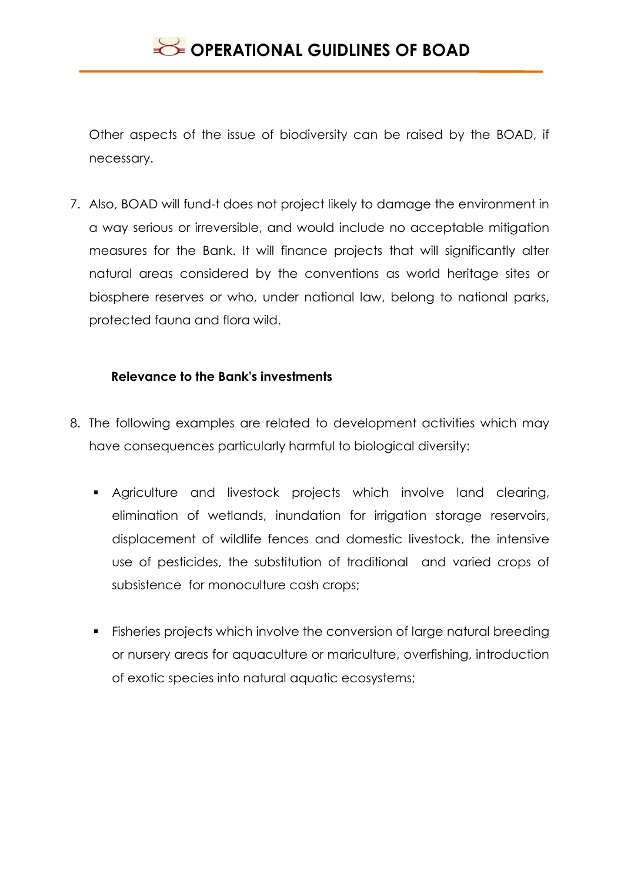Other aspects of the issue of biodiversity can be raised by the BOAD, if necessary.

7. Also, BOAD will fund-t does not project likely to damage the environment in a way serious or irreversible, and would include no acceptable mitigation measures for the Bank. It will finance projects that will significantly alter natural areas considered by the conventions as world heritage sites or biosphere reserves or who, under national law, belong to national parks, protected fauna and flora wild.

**Relevance to the Bank's investments**

8. The following examples are related to development activities which may have consequences particularly harmful to biological diversity:

   - Agriculture and livestock projects which involve land clearing, elimination of wetlands, inundation for irrigation storage reservoirs, displacement of wildlife fences and domestic livestock, the intensive use of pesticides, the substitution of traditional and varied crops of subsistence for monoculture cash crops;

   - Fisheries projects which involve the conversion of large natural breeding or nursery areas for aquaculture or mariculture, overfishing, introduction of exotic species into natural aquatic ecosystems;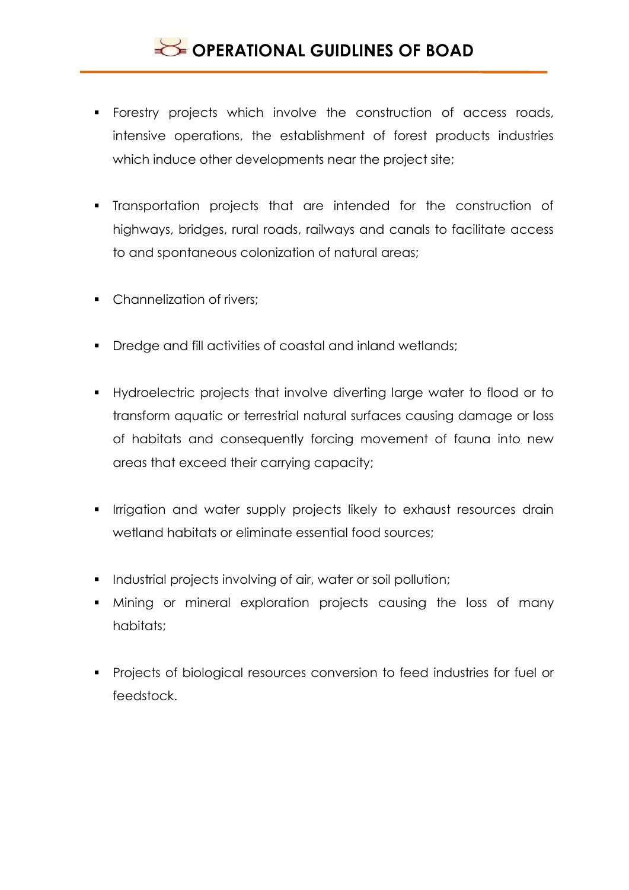- Forestry projects which involve the construction of access roads, intensive operations, the establishment of forest products industries which induce other developments near the project site;

- Transportation projects that are intended for the construction of highways, bridges, rural roads, railways and canals to facilitate access to and spontaneous colonization of natural areas;

- Channelization of rivers;

- Dredge and fill activities of coastal and inland wetlands;

- Hydroelectric projects that involve diverting large water to flood or to transform aquatic or terrestrial natural surfaces causing damage or loss of habitats and consequently forcing movement of fauna into new areas that exceed their carrying capacity;

- Irrigation and water supply projects likely to exhaust resources drain wetland habitats or eliminate essential food sources;

- Industrial projects involving of air, water or soil pollution;
- Mining or mineral exploration projects causing the loss of many habitats;

- Projects of biological resources conversion to feed industries for fuel or feedstock.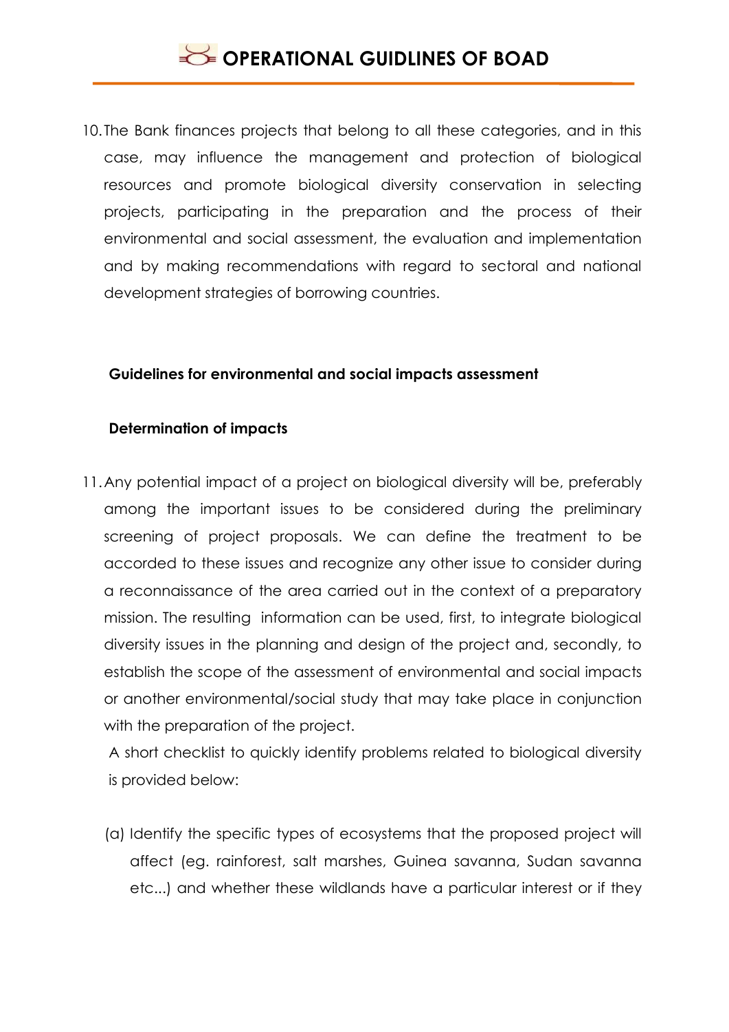10. The Bank finances projects that belong to all these categories, and in this case, may influence the management and protection of biological resources and promote biological diversity conservation in selecting projects, participating in the preparation and the process of their environmental and social assessment, the evaluation and implementation and by making recommendations with regard to sectoral and national development strategies of borrowing countries.

**Guidelines for environmental and social impacts assessment**

**Determination of impacts**

11. Any potential impact of a project on biological diversity will be, preferably among the important issues to be considered during the preliminary screening of project proposals. We can define the treatment to be accorded to these issues and recognize any other issue to consider during a reconnaissance of the area carried out in the context of a preparatory mission. The resulting information can be used, first, to integrate biological diversity issues in the planning and design of the project and, secondly, to establish the scope of the assessment of environmental and social impacts or another environmental/social study that may take place in conjunction with the preparation of the project.

    A short checklist to quickly identify problems related to biological diversity is provided below:

    (a) Identify the specific types of ecosystems that the proposed project will affect (eg. rainforest, salt marshes, Guinea savanna, Sudan savanna etc...) and whether these wildlands have a particular interest or if they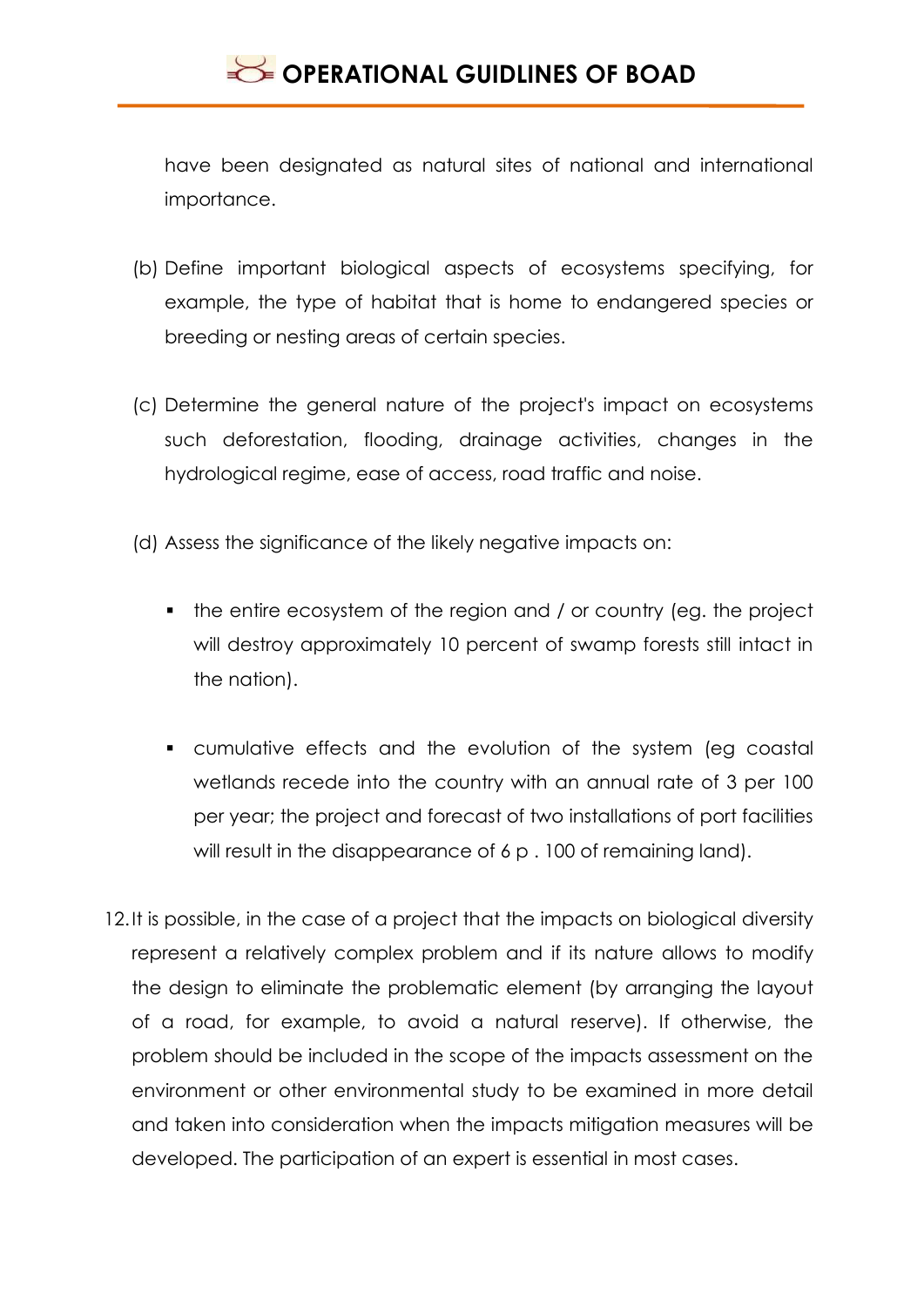have been designated as natural sites of national and international importance.

(b) Define important biological aspects of ecosystems specifying, for example, the type of habitat that is home to endangered species or breeding or nesting areas of certain species.

(c) Determine the general nature of the project's impact on ecosystems such deforestation, flooding, drainage activities, changes in the hydrological regime, ease of access, road traffic and noise.

(d) Assess the significance of the likely negative impacts on:

- the entire ecosystem of the region and / or country (eg. the project will destroy approximately 10 percent of swamp forests still intact in the nation).

- cumulative effects and the evolution of the system (eg coastal wetlands recede into the country with an annual rate of 3 per 100 per year; the project and forecast of two installations of port facilities will result in the disappearance of 6 p . 100 of remaining land).

12. It is possible, in the case of a project that the impacts on biological diversity represent a relatively complex problem and if its nature allows to modify the design to eliminate the problematic element (by arranging the layout of a road, for example, to avoid a natural reserve). If otherwise, the problem should be included in the scope of the impacts assessment on the environment or other environmental study to be examined in more detail and taken into consideration when the impacts mitigation measures will be developed. The participation of an expert is essential in most cases.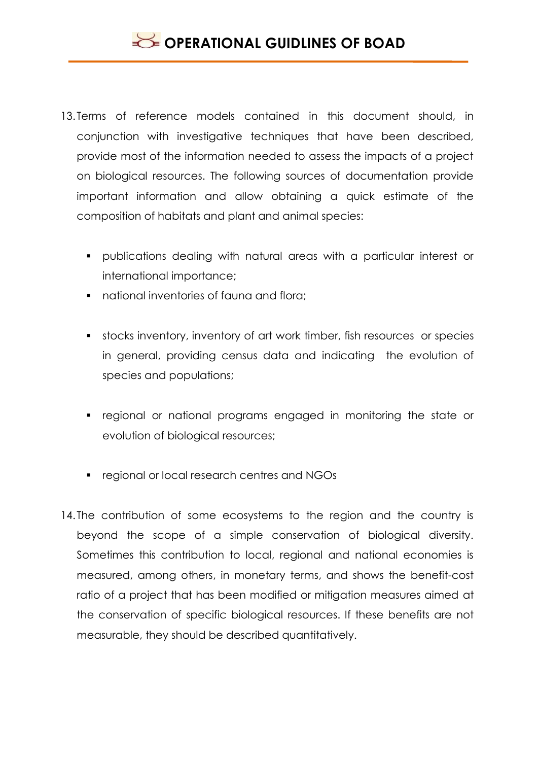13. Terms of reference models contained in this document should, in conjunction with investigative techniques that have been described, provide most of the information needed to assess the impacts of a project on biological resources. The following sources of documentation provide important information and allow obtaining a quick estimate of the composition of habitats and plant and animal species:

    - publications dealing with natural areas with a particular interest or international importance;
    - national inventories of fauna and flora;
    - stocks inventory, inventory of art work timber, fish resources or species in general, providing census data and indicating the evolution of species and populations;
    - regional or national programs engaged in monitoring the state or evolution of biological resources;
    - regional or local research centres and NGOs

14. The contribution of some ecosystems to the region and the country is beyond the scope of a simple conservation of biological diversity. Sometimes this contribution to local, regional and national economies is measured, among others, in monetary terms, and shows the benefit-cost ratio of a project that has been modified or mitigation measures aimed at the conservation of specific biological resources. If these benefits are not measurable, they should be described quantitatively.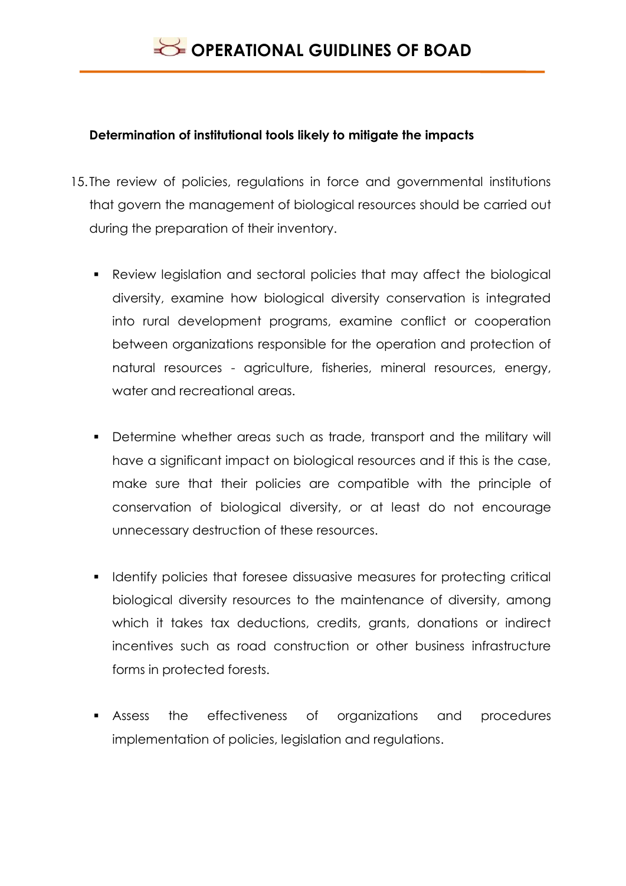**Determination of institutional tools likely to mitigate the impacts**

15. The review of policies, regulations in force and governmental institutions that govern the management of biological resources should be carried out during the preparation of their inventory.

    - Review legislation and sectoral policies that may affect the biological diversity, examine how biological diversity conservation is integrated into rural development programs, examine conflict or cooperation between organizations responsible for the operation and protection of natural resources - agriculture, fisheries, mineral resources, energy, water and recreational areas.

    - Determine whether areas such as trade, transport and the military will have a significant impact on biological resources and if this is the case, make sure that their policies are compatible with the principle of conservation of biological diversity, or at least do not encourage unnecessary destruction of these resources.

    - Identify policies that foresee dissuasive measures for protecting critical biological diversity resources to the maintenance of diversity, among which it takes tax deductions, credits, grants, donations or indirect incentives such as road construction or other business infrastructure forms in protected forests.

    - Assess the effectiveness of organizations and procedures implementation of policies, legislation and regulations.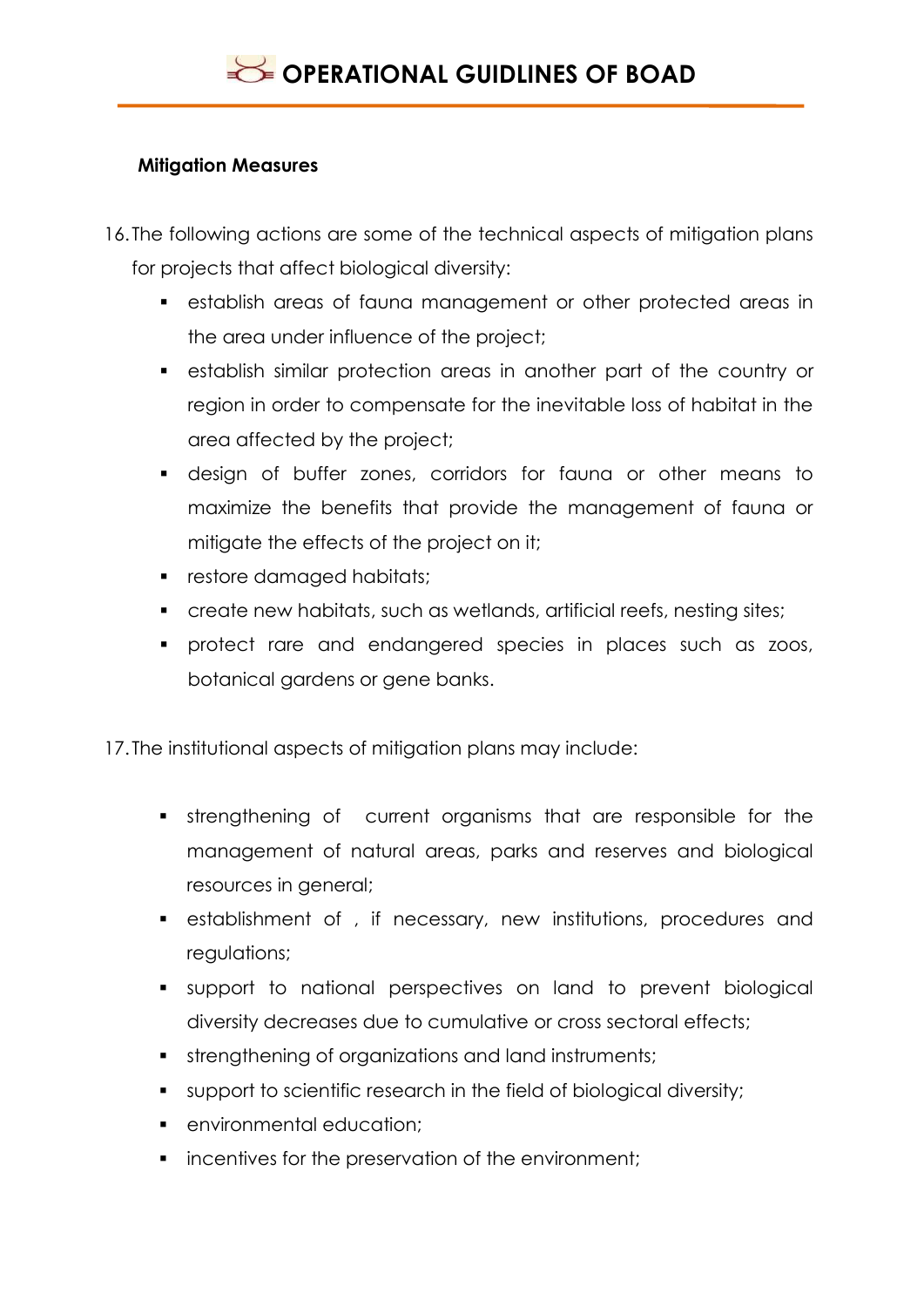**Mitigation Measures**

16. The following actions are some of the technical aspects of mitigation plans for projects that affect biological diversity:
    - establish areas of fauna management or other protected areas in the area under influence of the project;
    - establish similar protection areas in another part of the country or region in order to compensate for the inevitable loss of habitat in the area affected by the project;
    - design of buffer zones, corridors for fauna or other means to maximize the benefits that provide the management of fauna or mitigate the effects of the project on it;
    - restore damaged habitats;
    - create new habitats, such as wetlands, artificial reefs, nesting sites;
    - protect rare and endangered species in places such as zoos, botanical gardens or gene banks.

17. The institutional aspects of mitigation plans may include:
    - strengthening of current organisms that are responsible for the management of natural areas, parks and reserves and biological resources in general;
    - establishment of , if necessary, new institutions, procedures and regulations;
    - support to national perspectives on land to prevent biological diversity decreases due to cumulative or cross sectoral effects;
    - strengthening of organizations and land instruments;
    - support to scientific research in the field of biological diversity;
    - environmental education;
    - incentives for the preservation of the environment;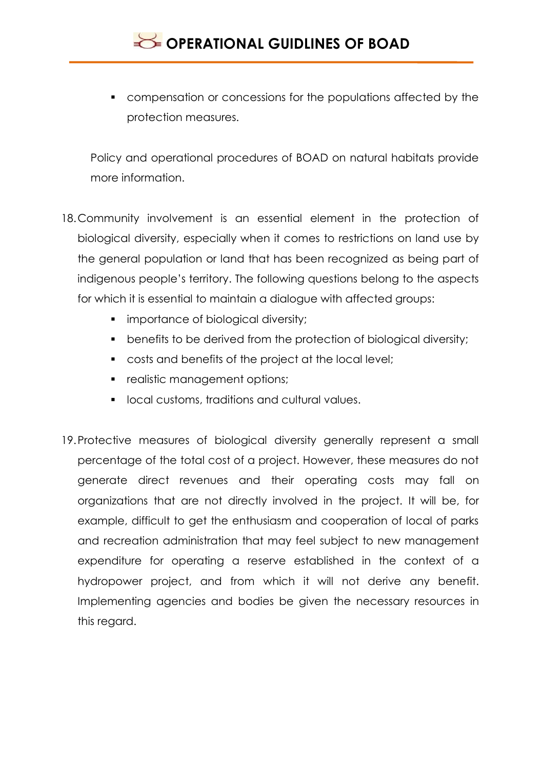- compensation or concessions for the populations affected by the protection measures.

Policy and operational procedures of BOAD on natural habitats provide more information.

18. Community involvement is an essential element in the protection of biological diversity, especially when it comes to restrictions on land use by the general population or land that has been recognized as being part of indigenous people's territory. The following questions belong to the aspects for which it is essential to maintain a dialogue with affected groups:
    - importance of biological diversity;
    - benefits to be derived from the protection of biological diversity;
    - costs and benefits of the project at the local level;
    - realistic management options;
    - local customs, traditions and cultural values.

19. Protective measures of biological diversity generally represent a small percentage of the total cost of a project. However, these measures do not generate direct revenues and their operating costs may fall on organizations that are not directly involved in the project. It will be, for example, difficult to get the enthusiasm and cooperation of local of parks and recreation administration that may feel subject to new management expenditure for operating a reserve established in the context of a hydropower project, and from which it will not derive any benefit. Implementing agencies and bodies be given the necessary resources in this regard.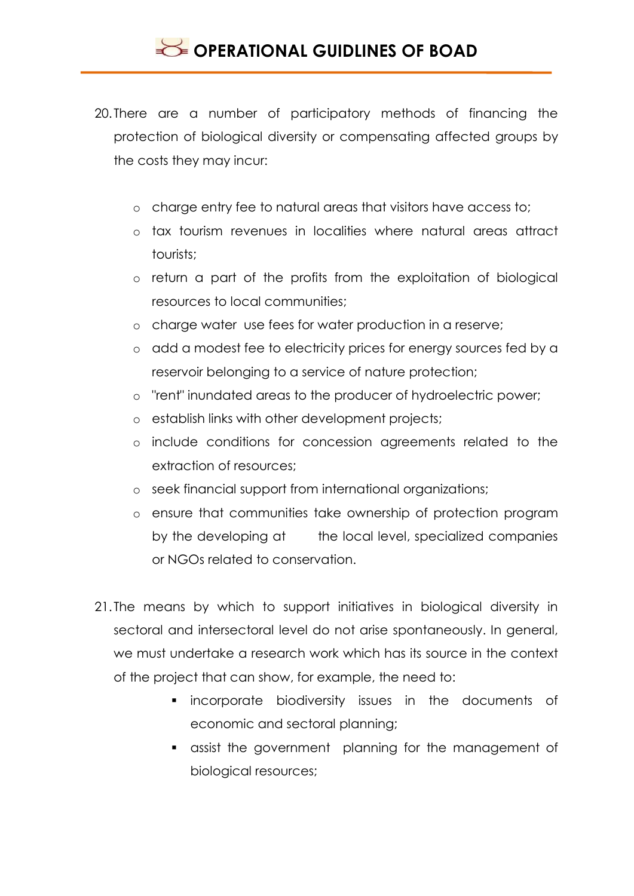20. There are a number of participatory methods of financing the protection of biological diversity or compensating affected groups by the costs they may incur:

    - charge entry fee to natural areas that visitors have access to;
    - tax tourism revenues in localities where natural areas attract tourists;
    - return a part of the profits from the exploitation of biological resources to local communities;
    - charge water use fees for water production in a reserve;
    - add a modest fee to electricity prices for energy sources fed by a reservoir belonging to a service of nature protection;
    - "rent" inundated areas to the producer of hydroelectric power;
    - establish links with other development projects;
    - include conditions for concession agreements related to the extraction of resources;
    - seek financial support from international organizations;
    - ensure that communities take ownership of protection program by the developing at the local level, specialized companies or NGOs related to conservation.

21. The means by which to support initiatives in biological diversity in sectoral and intersectoral level do not arise spontaneously. In general, we must undertake a research work which has its source in the context of the project that can show, for example, the need to:

    - incorporate biodiversity issues in the documents of economic and sectoral planning;
    - assist the government planning for the management of biological resources;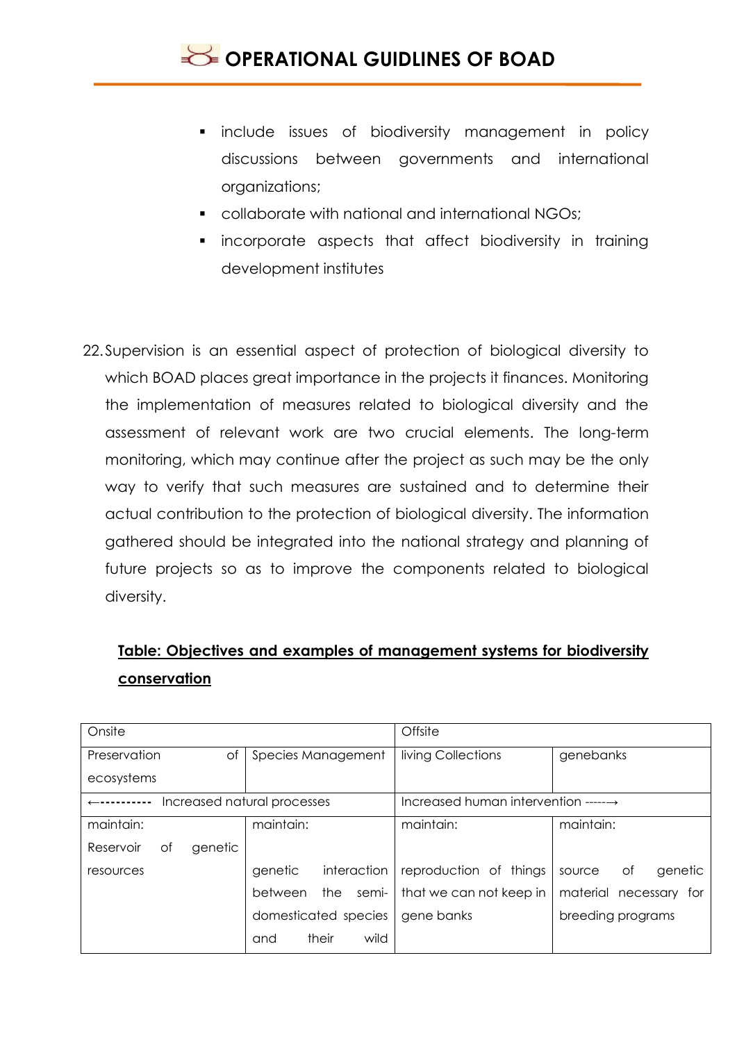- include issues of biodiversity management in policy discussions between governments and international organizations;
- collaborate with national and international NGOs;
- incorporate aspects that affect biodiversity in training development institutes

22. Supervision is an essential aspect of protection of biological diversity to which BOAD places great importance in the projects it finances. Monitoring the implementation of measures related to biological diversity and the assessment of relevant work are two crucial elements. The long-term monitoring, which may continue after the project as such may be the only way to verify that such measures are sustained and to determine their actual contribution to the protection of biological diversity. The information gathered should be integrated into the national strategy and planning of future projects so as to improve the components related to biological diversity.

**<u>Table: Objectives and examples of management systems for biodiversity conservation</u>**

| Onsite | | Offsite | |
|---|---|---|---|
| Preservation of ecosystems | Species Management | living Collections | genebanks |
| ←---------- Increased natural processes | | Increased human intervention -----→ | |
| maintain:<br>Reservoir of genetic resources | maintain:<br>genetic interaction between the semi-domesticated species and their wild | maintain:<br>reproduction of things that we can not keep in gene banks | maintain:<br>source of genetic material necessary for breeding programs |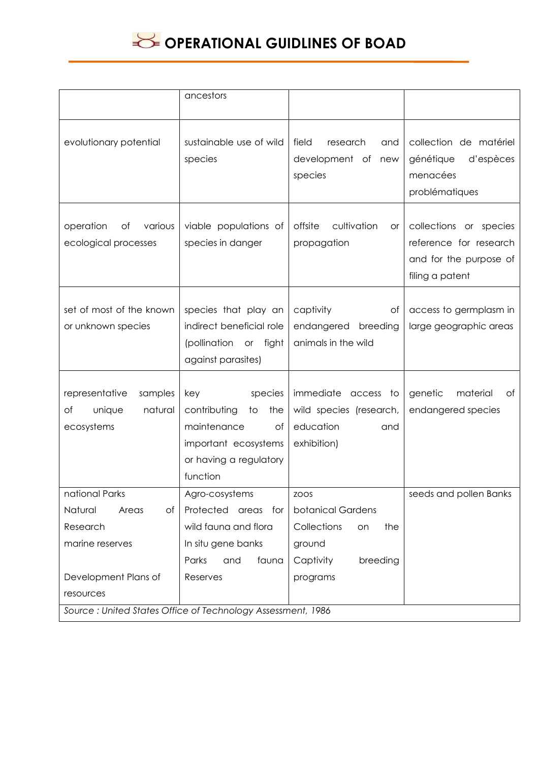| | | | |
|---|---|---|---|
| | ancestors | | |
| evolutionary potential | sustainable use of wild species | field research and development of new species | collection de matériel génétique d'espèces menacées problématiques |
| operation of various ecological processes | viable populations of species in danger | offsite cultivation or propagation | collections or species reference for research and for the purpose of filing a patent |
| set of most of the known or unknown species | species that play an indirect beneficial role (pollination or fight against parasites) | captivity of endangered breeding animals in the wild | access to germplasm in large geographic areas |
| representative samples of unique natural ecosystems | key species contributing to the maintenance of important ecosystems or having a regulatory function | immediate access to wild species (research, education and exhibition) | genetic material of endangered species |
| national Parks<br>Natural Areas of Research<br>marine reserves<br><br>Development Plans of resources | Agro-cosystems<br>Protected areas for wild fauna and flora<br>In situ gene banks<br>Parks and fauna Reserves | zoos<br>botanical Gardens<br>Collections on the ground<br>Captivity breeding programs | seeds and pollen Banks |

*Source : United States Office of Technology Assessment, 1986*